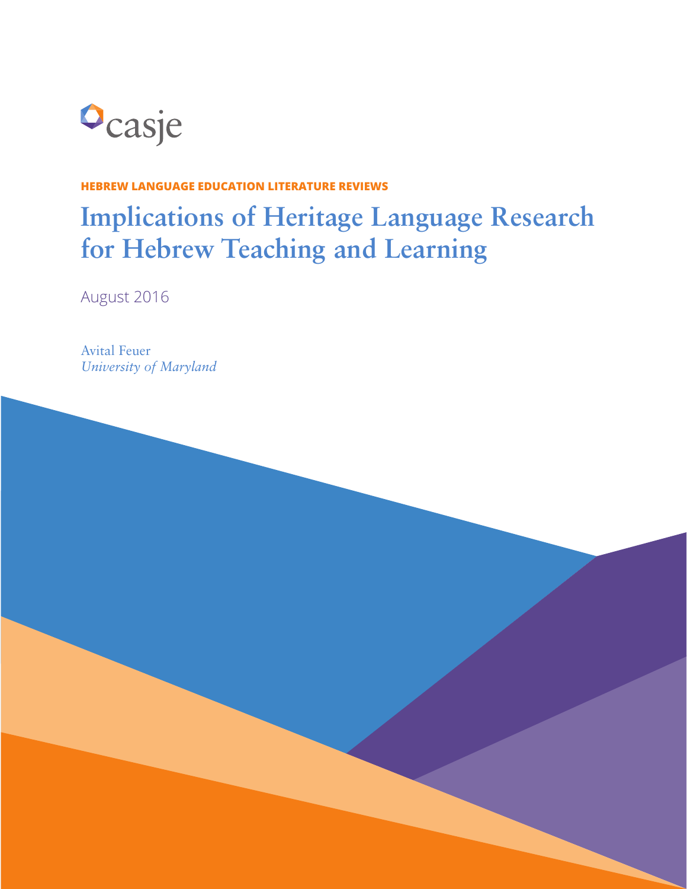casje

**HEBREW LANGUAGE EDUCATION LITERATURE REVIEWS**

# Implications of Heritage Language Research for Hebrew Teaching and Learning

August 2016

Avital Feuer
*University of Maryland*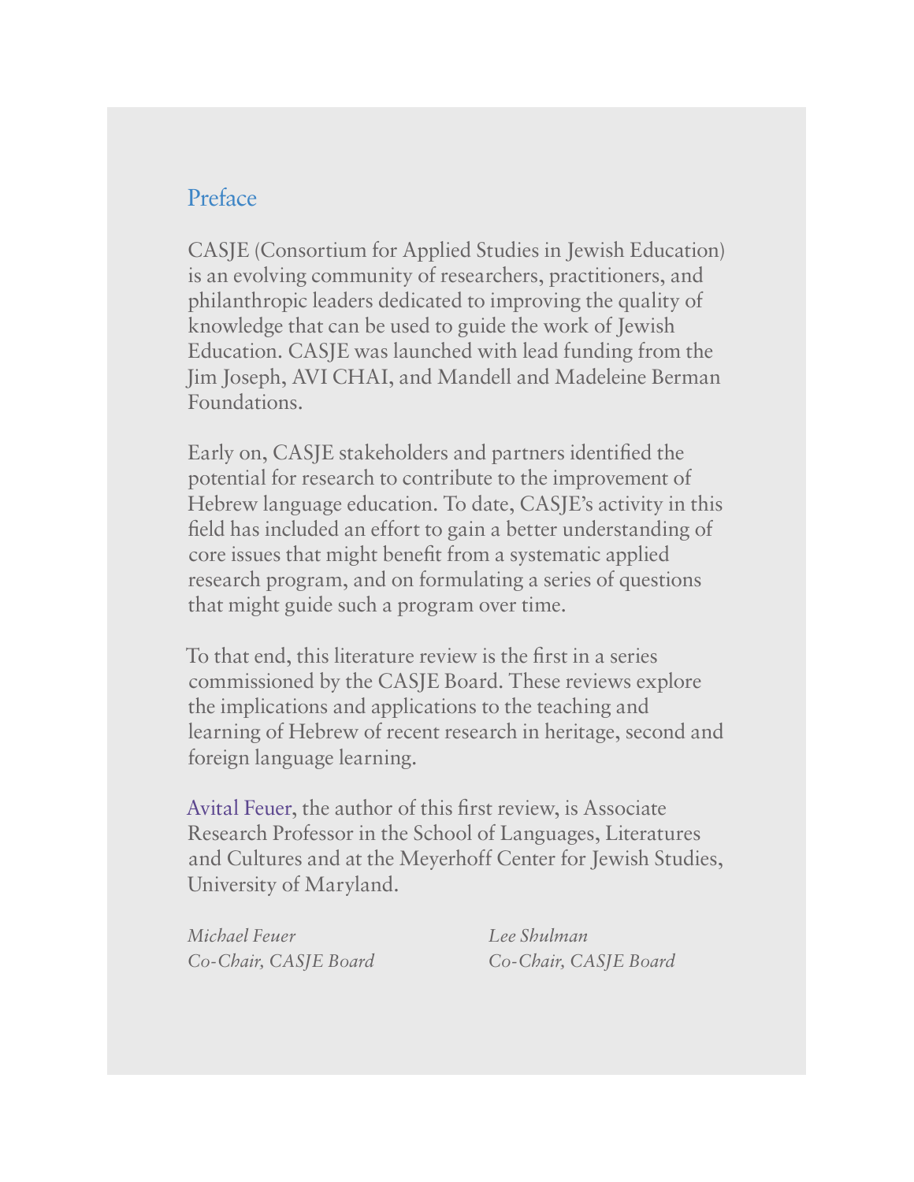## Preface

CASJE (Consortium for Applied Studies in Jewish Education) is an evolving community of researchers, practitioners, and philanthropic leaders dedicated to improving the quality of knowledge that can be used to guide the work of Jewish Education. CASJE was launched with lead funding from the Jim Joseph, AVI CHAI, and Mandell and Madeleine Berman Foundations.

Early on, CASJE stakeholders and partners identified the potential for research to contribute to the improvement of Hebrew language education. To date, CASJE's activity in this field has included an effort to gain a better understanding of core issues that might benefit from a systematic applied research program, and on formulating a series of questions that might guide such a program over time.

To that end, this literature review is the first in a series commissioned by the CASJE Board. These reviews explore the implications and applications to the teaching and learning of Hebrew of recent research in heritage, second and foreign language learning.

Avital Feuer, the author of this first review, is Associate Research Professor in the School of Languages, Literatures and Cultures and at the Meyerhoff Center for Jewish Studies, University of Maryland.

*Michael Feuer*
*Co-Chair, CASJE Board*

*Lee Shulman*
*Co-Chair, CASJE Board*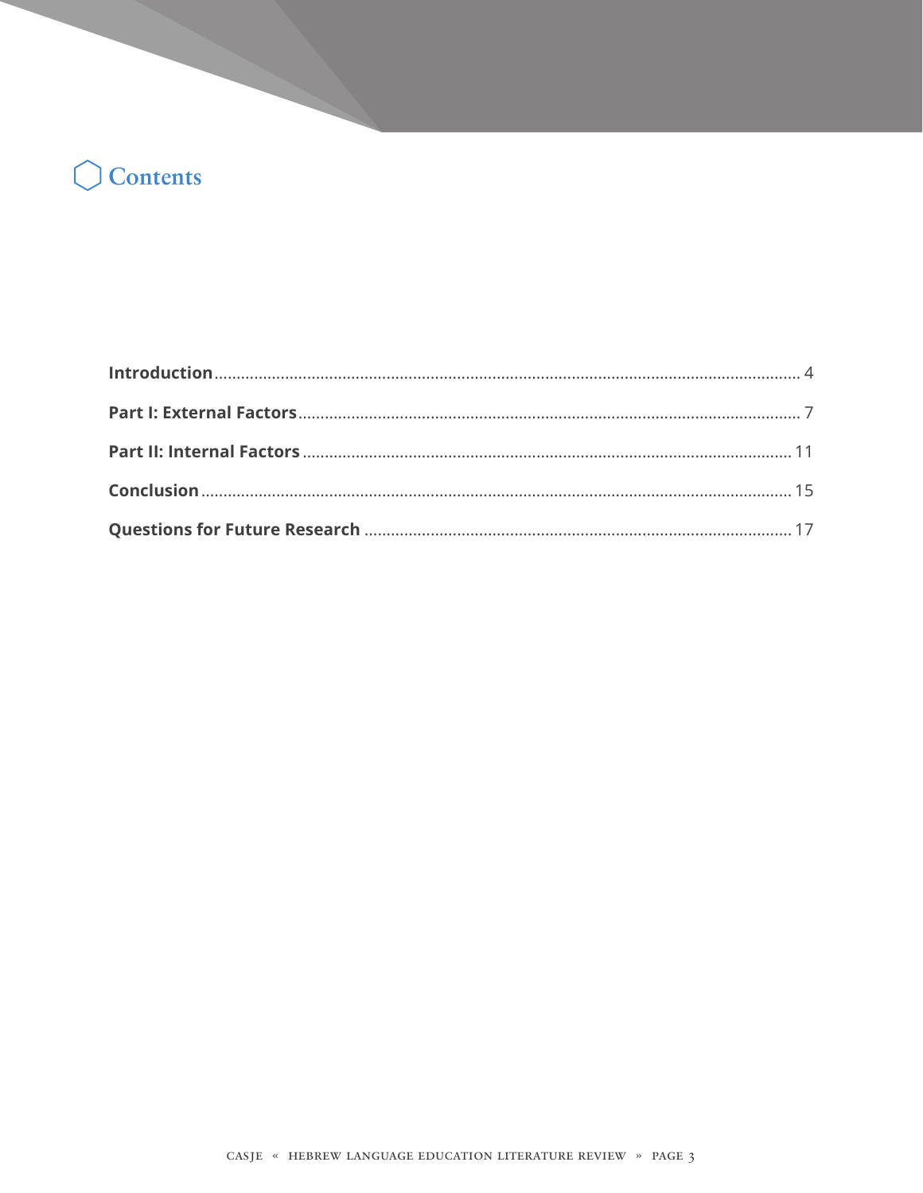# Contents

| | |
|---|---|
| **Introduction** | 4 |
| **Part I: External Factors** | 7 |
| **Part II: Internal Factors** | 11 |
| **Conclusion** | 15 |
| **Questions for Future Research** | 17 |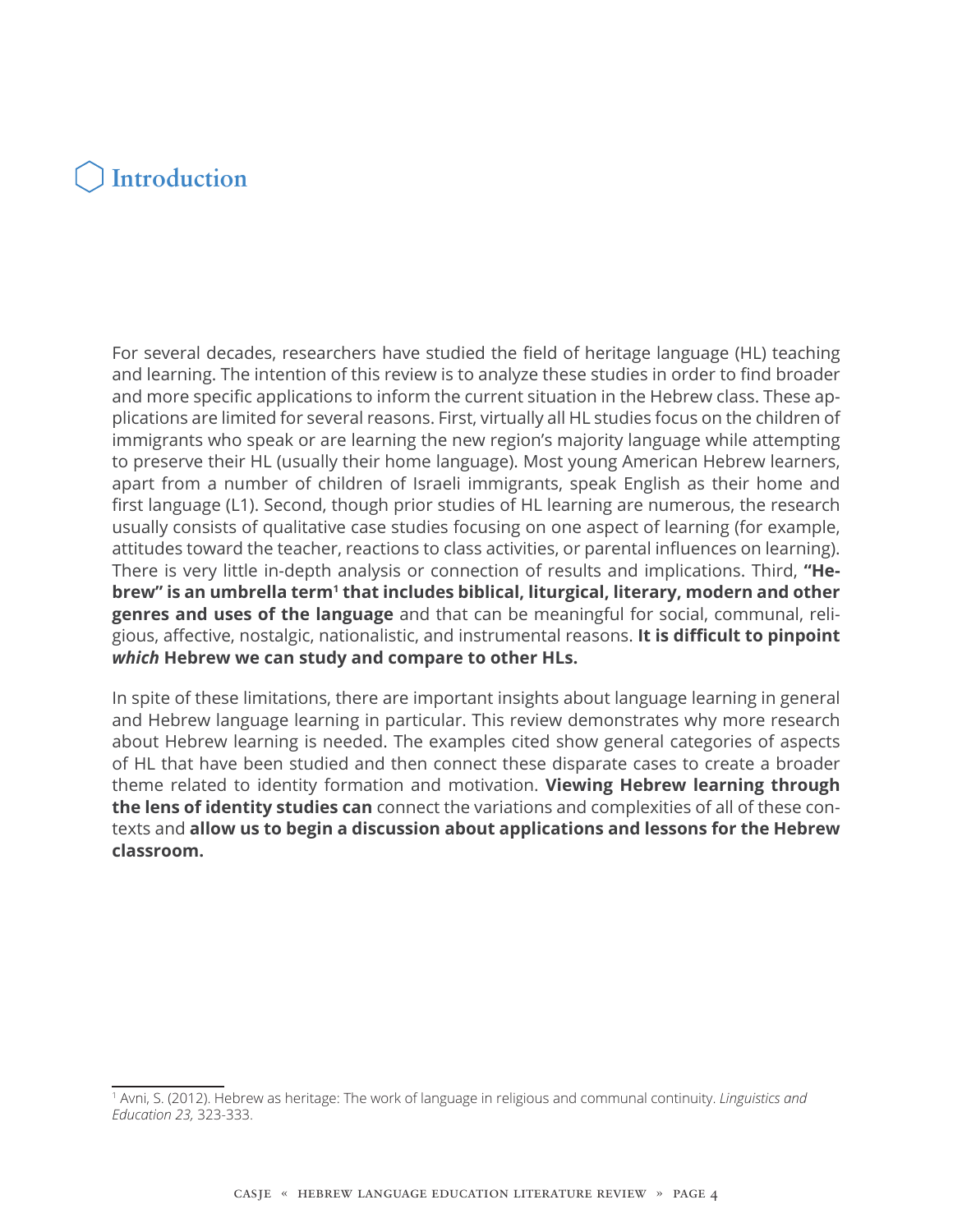# Introduction

For several decades, researchers have studied the field of heritage language (HL) teaching and learning. The intention of this review is to analyze these studies in order to find broader and more specific applications to inform the current situation in the Hebrew class. These applications are limited for several reasons. First, virtually all HL studies focus on the children of immigrants who speak or are learning the new region's majority language while attempting to preserve their HL (usually their home language). Most young American Hebrew learners, apart from a number of children of Israeli immigrants, speak English as their home and first language (L1). Second, though prior studies of HL learning are numerous, the research usually consists of qualitative case studies focusing on one aspect of learning (for example, attitudes toward the teacher, reactions to class activities, or parental influences on learning). There is very little in-depth analysis or connection of results and implications. Third, **"Hebrew" is an umbrella term[1] that includes biblical, liturgical, literary, modern and other genres and uses of the language** and that can be meaningful for social, communal, religious, affective, nostalgic, nationalistic, and instrumental reasons. **It is difficult to pinpoint *which* Hebrew we can study and compare to other HLs.**

In spite of these limitations, there are important insights about language learning in general and Hebrew language learning in particular. This review demonstrates why more research about Hebrew learning is needed. The examples cited show general categories of aspects of HL that have been studied and then connect these disparate cases to create a broader theme related to identity formation and motivation. **Viewing Hebrew learning through the lens of identity studies can** connect the variations and complexities of all of these contexts and **allow us to begin a discussion about applications and lessons for the Hebrew classroom.**

---

[1] Avni, S. (2012). Hebrew as heritage: The work of language in religious and communal continuity. *Linguistics and Education 23,* 323-333.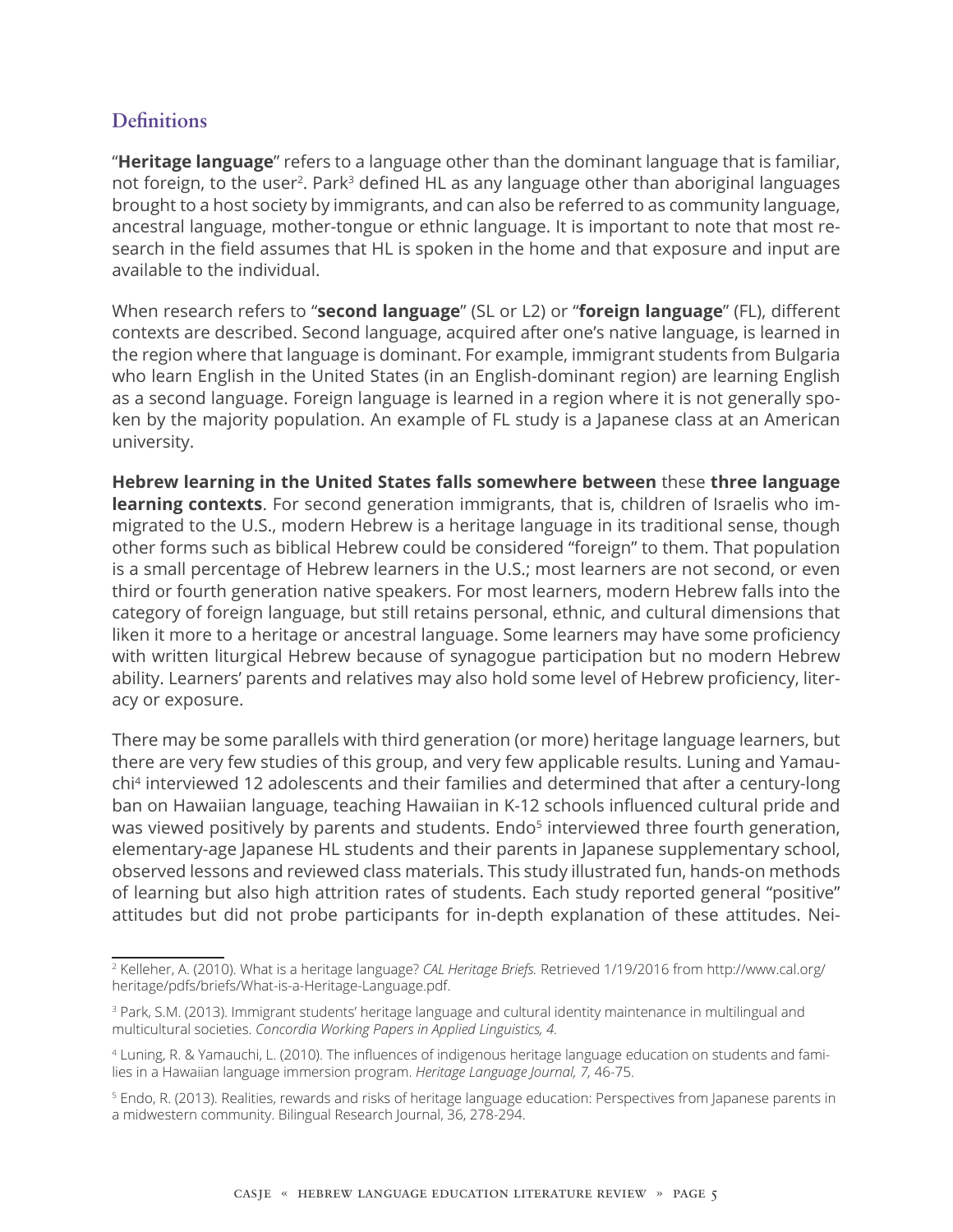## Definitions

"**Heritage language**" refers to a language other than the dominant language that is familiar, not foreign, to the user[2]. Park[3] defined HL as any language other than aboriginal languages brought to a host society by immigrants, and can also be referred to as community language, ancestral language, mother-tongue or ethnic language. It is important to note that most research in the field assumes that HL is spoken in the home and that exposure and input are available to the individual.

When research refers to "**second language**" (SL or L2) or "**foreign language**" (FL), different contexts are described. Second language, acquired after one's native language, is learned in the region where that language is dominant. For example, immigrant students from Bulgaria who learn English in the United States (in an English-dominant region) are learning English as a second language. Foreign language is learned in a region where it is not generally spoken by the majority population. An example of FL study is a Japanese class at an American university.

**Hebrew learning in the United States falls somewhere between** these **three language learning contexts**. For second generation immigrants, that is, children of Israelis who immigrated to the U.S., modern Hebrew is a heritage language in its traditional sense, though other forms such as biblical Hebrew could be considered "foreign" to them. That population is a small percentage of Hebrew learners in the U.S.; most learners are not second, or even third or fourth generation native speakers. For most learners, modern Hebrew falls into the category of foreign language, but still retains personal, ethnic, and cultural dimensions that liken it more to a heritage or ancestral language. Some learners may have some proficiency with written liturgical Hebrew because of synagogue participation but no modern Hebrew ability. Learners' parents and relatives may also hold some level of Hebrew proficiency, literacy or exposure.

There may be some parallels with third generation (or more) heritage language learners, but there are very few studies of this group, and very few applicable results. Luning and Yamauchi[4] interviewed 12 adolescents and their families and determined that after a century-long ban on Hawaiian language, teaching Hawaiian in K-12 schools influenced cultural pride and was viewed positively by parents and students. Endo[5] interviewed three fourth generation, elementary-age Japanese HL students and their parents in Japanese supplementary school, observed lessons and reviewed class materials. This study illustrated fun, hands-on methods of learning but also high attrition rates of students. Each study reported general "positive" attitudes but did not probe participants for in-depth explanation of these attitudes. Nei-

---

[2] Kelleher, A. (2010). What is a heritage language? *CAL Heritage Briefs.* Retrieved 1/19/2016 from http://www.cal.org/heritage/pdfs/briefs/What-is-a-Heritage-Language.pdf.

[3] Park, S.M. (2013). Immigrant students' heritage language and cultural identity maintenance in multilingual and multicultural societies. *Concordia Working Papers in Applied Linguistics, 4.*

[4] Luning, R. & Yamauchi, L. (2010). The influences of indigenous heritage language education on students and families in a Hawaiian language immersion program. *Heritage Language Journal, 7,* 46-75.

[5] Endo, R. (2013). Realities, rewards and risks of heritage language education: Perspectives from Japanese parents in a midwestern community. Bilingual Research Journal, 36, 278-294.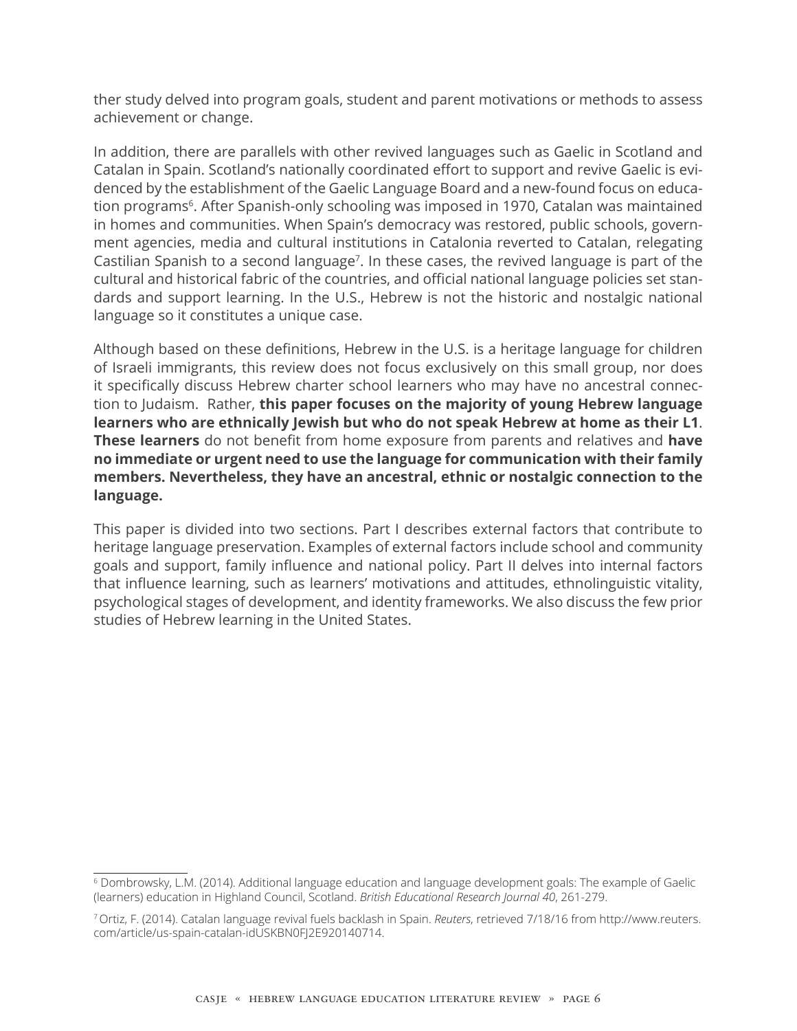ther study delved into program goals, student and parent motivations or methods to assess achievement or change.

In addition, there are parallels with other revived languages such as Gaelic in Scotland and Catalan in Spain. Scotland's nationally coordinated effort to support and revive Gaelic is evidenced by the establishment of the Gaelic Language Board and a new-found focus on education programs[6]. After Spanish-only schooling was imposed in 1970, Catalan was maintained in homes and communities. When Spain's democracy was restored, public schools, government agencies, media and cultural institutions in Catalonia reverted to Catalan, relegating Castilian Spanish to a second language[7]. In these cases, the revived language is part of the cultural and historical fabric of the countries, and official national language policies set standards and support learning. In the U.S., Hebrew is not the historic and nostalgic national language so it constitutes a unique case.

Although based on these definitions, Hebrew in the U.S. is a heritage language for children of Israeli immigrants, this review does not focus exclusively on this small group, nor does it specifically discuss Hebrew charter school learners who may have no ancestral connection to Judaism. Rather, **this paper focuses on the majority of young Hebrew language learners who are ethnically Jewish but who do not speak Hebrew at home as their L1**. **These learners** do not benefit from home exposure from parents and relatives and **have no immediate or urgent need to use the language for communication with their family members. Nevertheless, they have an ancestral, ethnic or nostalgic connection to the language.**

This paper is divided into two sections. Part I describes external factors that contribute to heritage language preservation. Examples of external factors include school and community goals and support, family influence and national policy. Part II delves into internal factors that influence learning, such as learners' motivations and attitudes, ethnolinguistic vitality, psychological stages of development, and identity frameworks. We also discuss the few prior studies of Hebrew learning in the United States.

---

[6] Dombrowsky, L.M. (2014). Additional language education and language development goals: The example of Gaelic (learners) education in Highland Council, Scotland. *British Educational Research Journal 40*, 261-279.

[7] Ortiz, F. (2014). Catalan language revival fuels backlash in Spain. *Reuters*, retrieved 7/18/16 from http://www.reuters.com/article/us-spain-catalan-idUSKBN0FJ2E920140714.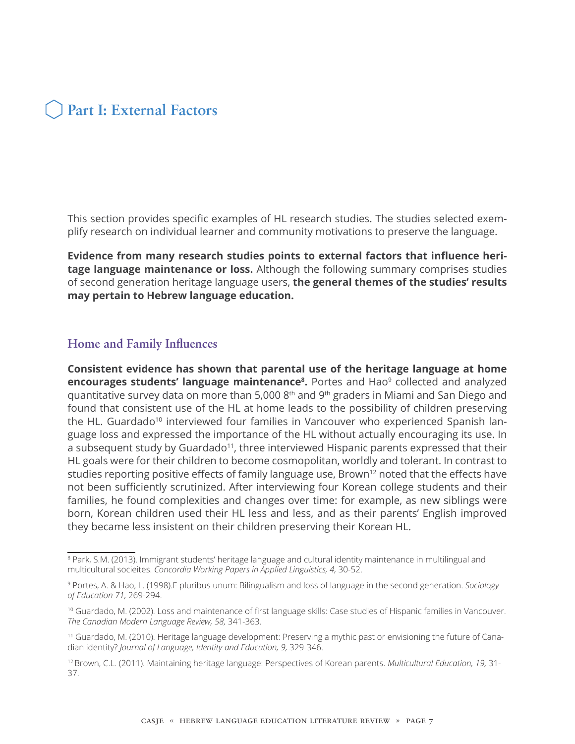# Part I: External Factors

This section provides specific examples of HL research studies. The studies selected exemplify research on individual learner and community motivations to preserve the language.

**Evidence from many research studies points to external factors that influence heritage language maintenance or loss.** Although the following summary comprises studies of second generation heritage language users, **the general themes of the studies' results may pertain to Hebrew language education.**

## Home and Family Influences

**Consistent evidence has shown that parental use of the heritage language at home encourages students' language maintenance[8].** Portes and Hao[9] collected and analyzed quantitative survey data on more than 5,000 8th and 9th graders in Miami and San Diego and found that consistent use of the HL at home leads to the possibility of children preserving the HL. Guardado[10] interviewed four families in Vancouver who experienced Spanish language loss and expressed the importance of the HL without actually encouraging its use. In a subsequent study by Guardado[11], three interviewed Hispanic parents expressed that their HL goals were for their children to become cosmopolitan, worldly and tolerant. In contrast to studies reporting positive effects of family language use, Brown[12] noted that the effects have not been sufficiently scrutinized. After interviewing four Korean college students and their families, he found complexities and changes over time: for example, as new siblings were born, Korean children used their HL less and less, and as their parents' English improved they became less insistent on their children preserving their Korean HL.

---

[8] Park, S.M. (2013). Immigrant students' heritage language and cultural identity maintenance in multilingual and multicultural socieites. *Concordia Working Papers in Applied Linguistics, 4,* 30-52.

[9] Portes, A. & Hao, L. (1998).E pluribus unum: Bilingualism and loss of language in the second generation. *Sociology of Education 71,* 269-294.

[10] Guardado, M. (2002). Loss and maintenance of first language skills: Case studies of Hispanic families in Vancouver. *The Canadian Modern Language Review, 58,* 341-363.

[11] Guardado, M. (2010). Heritage language development: Preserving a mythic past or envisioning the future of Canadian identity? *Journal of Language, Identity and Education, 9,* 329-346.

[12] Brown, C.L. (2011). Maintaining heritage language: Perspectives of Korean parents. *Multicultural Education, 19,* 31-37.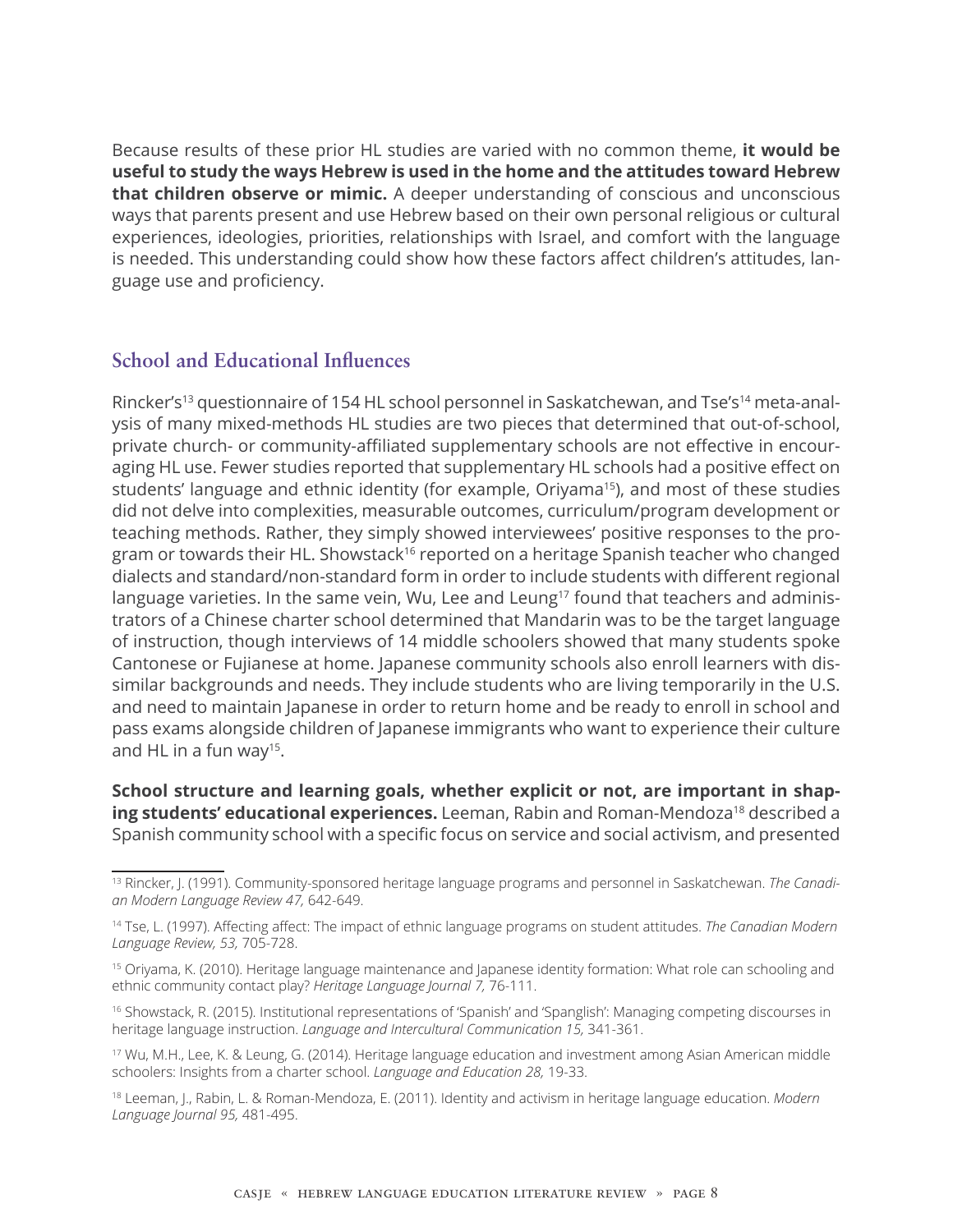Because results of these prior HL studies are varied with no common theme, **it would be useful to study the ways Hebrew is used in the home and the attitudes toward Hebrew that children observe or mimic.** A deeper understanding of conscious and unconscious ways that parents present and use Hebrew based on their own personal religious or cultural experiences, ideologies, priorities, relationships with Israel, and comfort with the language is needed. This understanding could show how these factors affect children's attitudes, language use and proficiency.

## School and Educational Influences

Rincker's[13] questionnaire of 154 HL school personnel in Saskatchewan, and Tse's[14] meta-analysis of many mixed-methods HL studies are two pieces that determined that out-of-school, private church- or community-affiliated supplementary schools are not effective in encouraging HL use. Fewer studies reported that supplementary HL schools had a positive effect on students' language and ethnic identity (for example, Oriyama[15]), and most of these studies did not delve into complexities, measurable outcomes, curriculum/program development or teaching methods. Rather, they simply showed interviewees' positive responses to the program or towards their HL. Showstack[16] reported on a heritage Spanish teacher who changed dialects and standard/non-standard form in order to include students with different regional language varieties. In the same vein, Wu, Lee and Leung[17] found that teachers and administrators of a Chinese charter school determined that Mandarin was to be the target language of instruction, though interviews of 14 middle schoolers showed that many students spoke Cantonese or Fujianese at home. Japanese community schools also enroll learners with dissimilar backgrounds and needs. They include students who are living temporarily in the U.S. and need to maintain Japanese in order to return home and be ready to enroll in school and pass exams alongside children of Japanese immigrants who want to experience their culture and HL in a fun way[15].

**School structure and learning goals, whether explicit or not, are important in shaping students' educational experiences.** Leeman, Rabin and Roman-Mendoza[18] described a Spanish community school with a specific focus on service and social activism, and presented

---

[13] Rincker, J. (1991). Community-sponsored heritage language programs and personnel in Saskatchewan. *The Canadian Modern Language Review 47,* 642-649.

[14] Tse, L. (1997). Affecting affect: The impact of ethnic language programs on student attitudes. *The Canadian Modern Language Review, 53,* 705-728.

[15] Oriyama, K. (2010). Heritage language maintenance and Japanese identity formation: What role can schooling and ethnic community contact play? *Heritage Language Journal 7,* 76-111.

[16] Showstack, R. (2015). Institutional representations of 'Spanish' and 'Spanglish': Managing competing discourses in heritage language instruction. *Language and Intercultural Communication 15,* 341-361.

[17] Wu, M.H., Lee, K. & Leung, G. (2014). Heritage language education and investment among Asian American middle schoolers: Insights from a charter school. *Language and Education 28,* 19-33.

[18] Leeman, J., Rabin, L. & Roman-Mendoza, E. (2011). Identity and activism in heritage language education. *Modern Language Journal 95,* 481-495.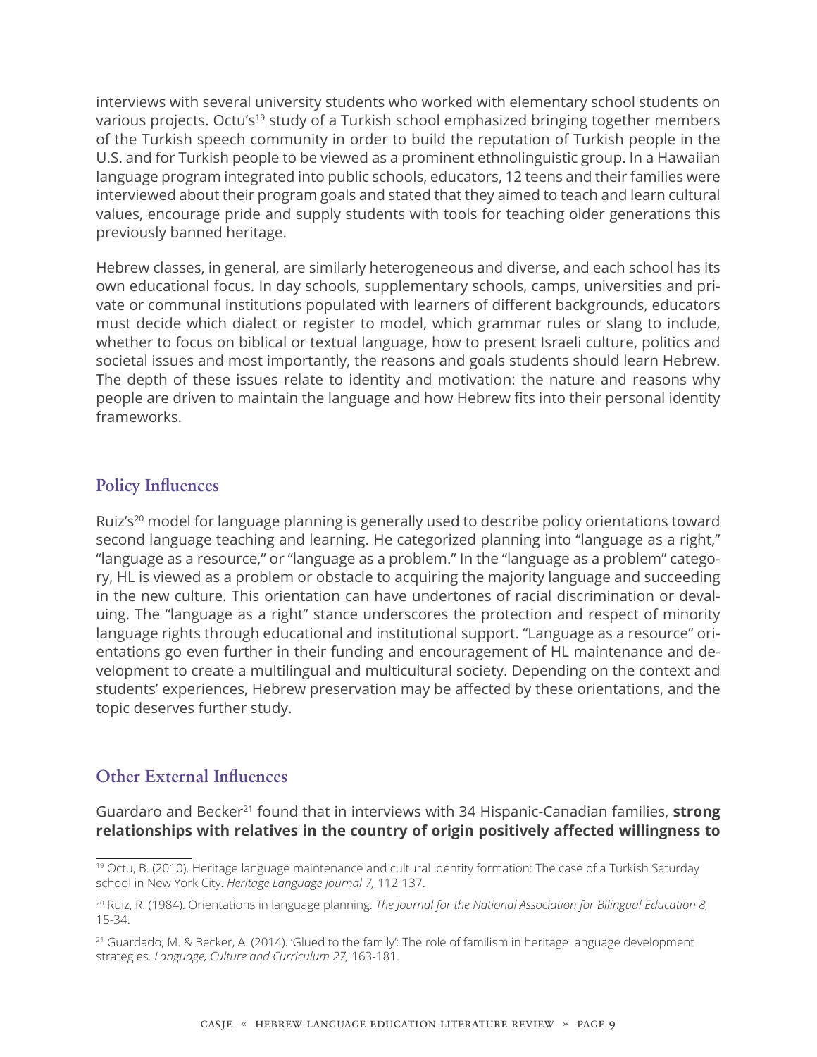interviews with several university students who worked with elementary school students on various projects. Octu's[19] study of a Turkish school emphasized bringing together members of the Turkish speech community in order to build the reputation of Turkish people in the U.S. and for Turkish people to be viewed as a prominent ethnolinguistic group. In a Hawaiian language program integrated into public schools, educators, 12 teens and their families were interviewed about their program goals and stated that they aimed to teach and learn cultural values, encourage pride and supply students with tools for teaching older generations this previously banned heritage.

Hebrew classes, in general, are similarly heterogeneous and diverse, and each school has its own educational focus. In day schools, supplementary schools, camps, universities and private or communal institutions populated with learners of different backgrounds, educators must decide which dialect or register to model, which grammar rules or slang to include, whether to focus on biblical or textual language, how to present Israeli culture, politics and societal issues and most importantly, the reasons and goals students should learn Hebrew. The depth of these issues relate to identity and motivation: the nature and reasons why people are driven to maintain the language and how Hebrew fits into their personal identity frameworks.

## Policy Influences

Ruiz's[20] model for language planning is generally used to describe policy orientations toward second language teaching and learning. He categorized planning into "language as a right," "language as a resource," or "language as a problem." In the "language as a problem" category, HL is viewed as a problem or obstacle to acquiring the majority language and succeeding in the new culture. This orientation can have undertones of racial discrimination or devaluing. The "language as a right" stance underscores the protection and respect of minority language rights through educational and institutional support. "Language as a resource" orientations go even further in their funding and encouragement of HL maintenance and development to create a multilingual and multicultural society. Depending on the context and students' experiences, Hebrew preservation may be affected by these orientations, and the topic deserves further study.

## Other External Influences

Guardaro and Becker[21] found that in interviews with 34 Hispanic-Canadian families, **strong relationships with relatives in the country of origin positively affected willingness to**

---

[19] Octu, B. (2010). Heritage language maintenance and cultural identity formation: The case of a Turkish Saturday school in New York City. *Heritage Language Journal 7,* 112-137.

[20] Ruiz, R. (1984). Orientations in language planning. *The Journal for the National Association for Bilingual Education 8,* 15-34.

[21] Guardado, M. & Becker, A. (2014). 'Glued to the family': The role of familism in heritage language development strategies. *Language, Culture and Curriculum 27,* 163-181.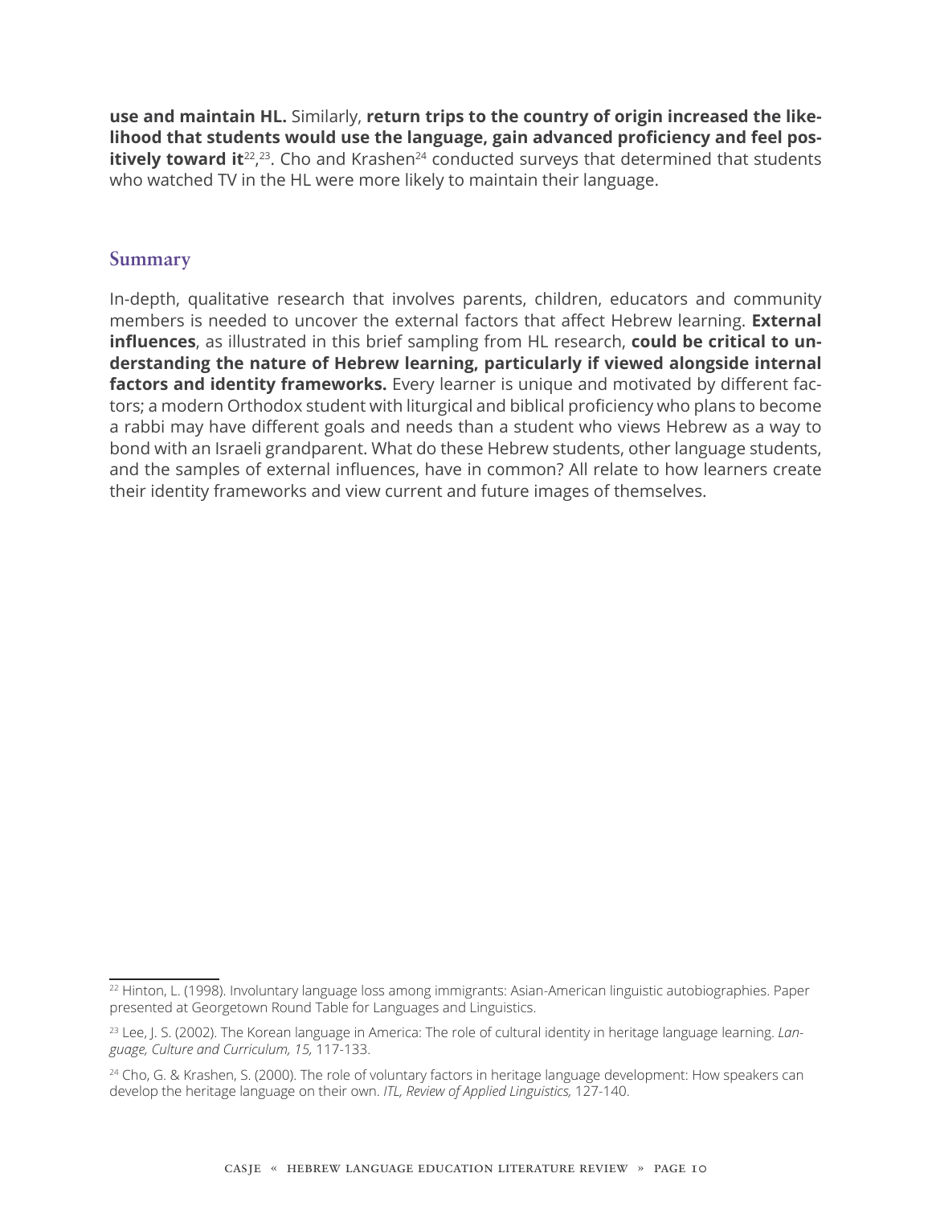**use and maintain HL.** Similarly, **return trips to the country of origin increased the likelihood that students would use the language, gain advanced proficiency and feel positively toward it**[22],[23]. Cho and Krashen[24] conducted surveys that determined that students who watched TV in the HL were more likely to maintain their language.

## Summary

In-depth, qualitative research that involves parents, children, educators and community members is needed to uncover the external factors that affect Hebrew learning. **External influences**, as illustrated in this brief sampling from HL research, **could be critical to understanding the nature of Hebrew learning, particularly if viewed alongside internal factors and identity frameworks.** Every learner is unique and motivated by different factors; a modern Orthodox student with liturgical and biblical proficiency who plans to become a rabbi may have different goals and needs than a student who views Hebrew as a way to bond with an Israeli grandparent. What do these Hebrew students, other language students, and the samples of external influences, have in common? All relate to how learners create their identity frameworks and view current and future images of themselves.

---

[22] Hinton, L. (1998). Involuntary language loss among immigrants: Asian-American linguistic autobiographies. Paper presented at Georgetown Round Table for Languages and Linguistics.

[23] Lee, J. S. (2002). The Korean language in America: The role of cultural identity in heritage language learning. *Language, Culture and Curriculum, 15,* 117-133.

[24] Cho, G. & Krashen, S. (2000). The role of voluntary factors in heritage language development: How speakers can develop the heritage language on their own. *ITL, Review of Applied Linguistics,* 127-140.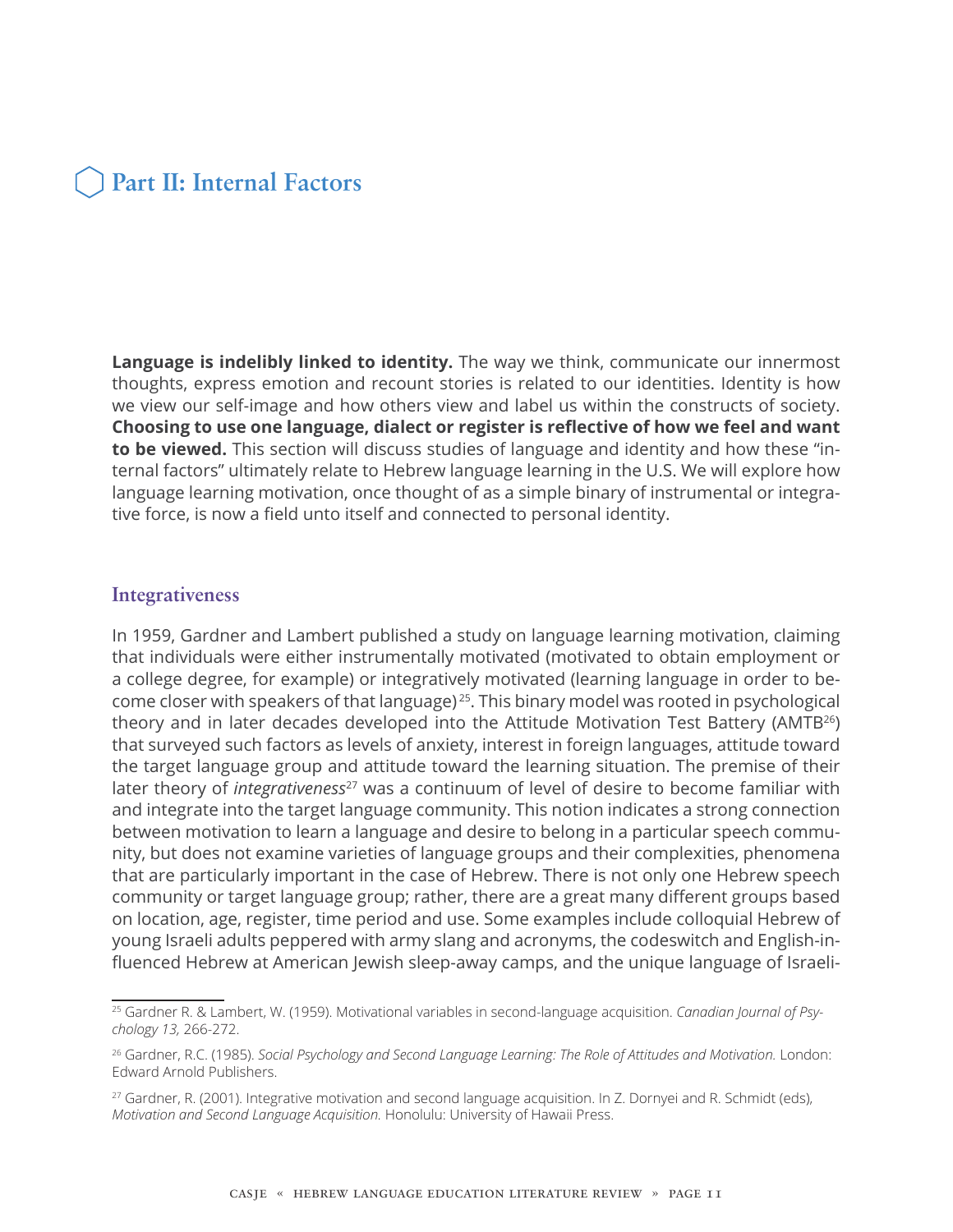# Part II: Internal Factors

**Language is indelibly linked to identity.** The way we think, communicate our innermost thoughts, express emotion and recount stories is related to our identities. Identity is how we view our self-image and how others view and label us within the constructs of society. **Choosing to use one language, dialect or register is reflective of how we feel and want to be viewed.** This section will discuss studies of language and identity and how these "internal factors" ultimately relate to Hebrew language learning in the U.S. We will explore how language learning motivation, once thought of as a simple binary of instrumental or integrative force, is now a field unto itself and connected to personal identity.

## Integrativeness

In 1959, Gardner and Lambert published a study on language learning motivation, claiming that individuals were either instrumentally motivated (motivated to obtain employment or a college degree, for example) or integratively motivated (learning language in order to become closer with speakers of that language)[25]. This binary model was rooted in psychological theory and in later decades developed into the Attitude Motivation Test Battery (AMTB[26]) that surveyed such factors as levels of anxiety, interest in foreign languages, attitude toward the target language group and attitude toward the learning situation. The premise of their later theory of *integrativeness*[27] was a continuum of level of desire to become familiar with and integrate into the target language community. This notion indicates a strong connection between motivation to learn a language and desire to belong in a particular speech community, but does not examine varieties of language groups and their complexities, phenomena that are particularly important in the case of Hebrew. There is not only one Hebrew speech community or target language group; rather, there are a great many different groups based on location, age, register, time period and use. Some examples include colloquial Hebrew of young Israeli adults peppered with army slang and acronyms, the codeswitch and English-influenced Hebrew at American Jewish sleep-away camps, and the unique language of Israeli-

---

[25] Gardner R. & Lambert, W. (1959). Motivational variables in second-language acquisition. *Canadian Journal of Psychology 13,* 266-272.

[26] Gardner, R.C. (1985). *Social Psychology and Second Language Learning: The Role of Attitudes and Motivation.* London: Edward Arnold Publishers.

[27] Gardner, R. (2001). Integrative motivation and second language acquisition. In Z. Dornyei and R. Schmidt (eds), *Motivation and Second Language Acquisition.* Honolulu: University of Hawaii Press.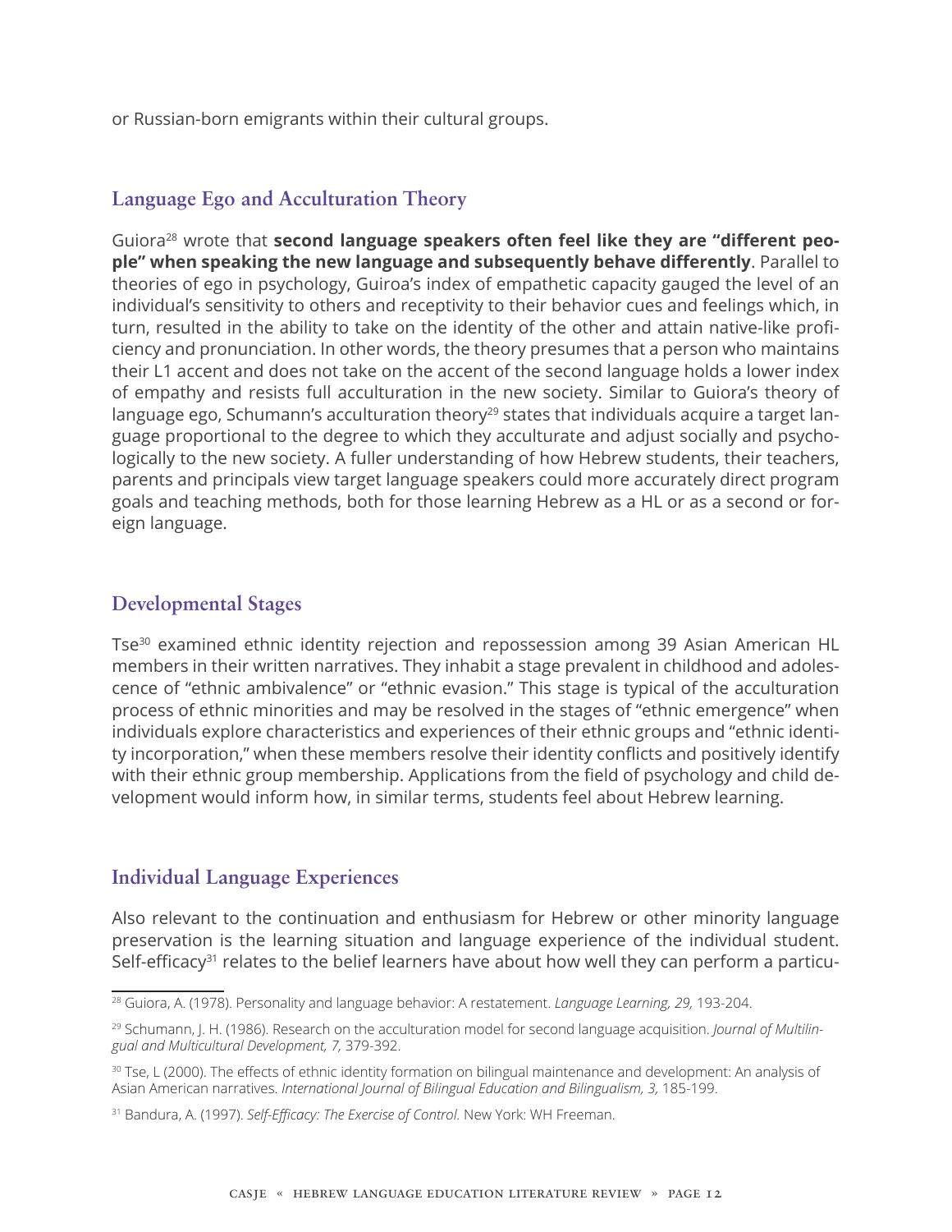or Russian-born emigrants within their cultural groups.

## Language Ego and Acculturation Theory

Guiora[28] wrote that **second language speakers often feel like they are "different people" when speaking the new language and subsequently behave differently**. Parallel to theories of ego in psychology, Guiroa's index of empathetic capacity gauged the level of an individual's sensitivity to others and receptivity to their behavior cues and feelings which, in turn, resulted in the ability to take on the identity of the other and attain native-like proficiency and pronunciation. In other words, the theory presumes that a person who maintains their L1 accent and does not take on the accent of the second language holds a lower index of empathy and resists full acculturation in the new society. Similar to Guiora's theory of language ego, Schumann's acculturation theory[29] states that individuals acquire a target language proportional to the degree to which they acculturate and adjust socially and psychologically to the new society. A fuller understanding of how Hebrew students, their teachers, parents and principals view target language speakers could more accurately direct program goals and teaching methods, both for those learning Hebrew as a HL or as a second or foreign language.

## Developmental Stages

Tse[30] examined ethnic identity rejection and repossession among 39 Asian American HL members in their written narratives. They inhabit a stage prevalent in childhood and adolescence of "ethnic ambivalence" or "ethnic evasion." This stage is typical of the acculturation process of ethnic minorities and may be resolved in the stages of "ethnic emergence" when individuals explore characteristics and experiences of their ethnic groups and "ethnic identity incorporation," when these members resolve their identity conflicts and positively identify with their ethnic group membership. Applications from the field of psychology and child development would inform how, in similar terms, students feel about Hebrew learning.

## Individual Language Experiences

Also relevant to the continuation and enthusiasm for Hebrew or other minority language preservation is the learning situation and language experience of the individual student. Self-efficacy[31] relates to the belief learners have about how well they can perform a particu-

---

[28] Guiora, A. (1978). Personality and language behavior: A restatement. *Language Learning, 29,* 193-204.

[29] Schumann, J. H. (1986). Research on the acculturation model for second language acquisition. *Journal of Multilingual and Multicultural Development, 7,* 379-392.

[30] Tse, L (2000). The effects of ethnic identity formation on bilingual maintenance and development: An analysis of Asian American narratives. *International Journal of Bilingual Education and Bilingualism, 3,* 185-199.

[31] Bandura, A. (1997). *Self-Efficacy: The Exercise of Control.* New York: WH Freeman.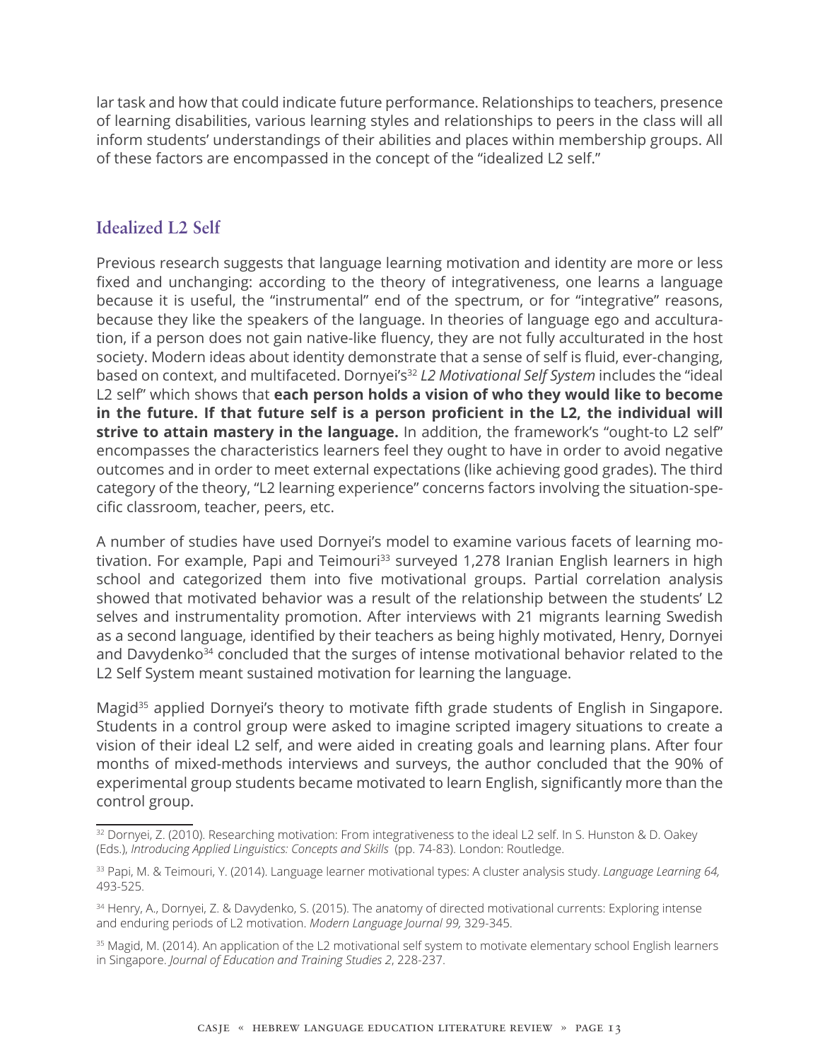lar task and how that could indicate future performance. Relationships to teachers, presence of learning disabilities, various learning styles and relationships to peers in the class will all inform students' understandings of their abilities and places within membership groups. All of these factors are encompassed in the concept of the "idealized L2 self."

## Idealized L2 Self

Previous research suggests that language learning motivation and identity are more or less fixed and unchanging: according to the theory of integrativeness, one learns a language because it is useful, the "instrumental" end of the spectrum, or for "integrative" reasons, because they like the speakers of the language. In theories of language ego and acculturation, if a person does not gain native-like fluency, they are not fully acculturated in the host society. Modern ideas about identity demonstrate that a sense of self is fluid, ever-changing, based on context, and multifaceted. Dornyei's[32] *L2 Motivational Self System* includes the "ideal L2 self" which shows that **each person holds a vision of who they would like to become in the future. If that future self is a person proficient in the L2, the individual will strive to attain mastery in the language.** In addition, the framework's "ought-to L2 self" encompasses the characteristics learners feel they ought to have in order to avoid negative outcomes and in order to meet external expectations (like achieving good grades). The third category of the theory, "L2 learning experience" concerns factors involving the situation-specific classroom, teacher, peers, etc.

A number of studies have used Dornyei's model to examine various facets of learning motivation. For example, Papi and Teimouri[33] surveyed 1,278 Iranian English learners in high school and categorized them into five motivational groups. Partial correlation analysis showed that motivated behavior was a result of the relationship between the students' L2 selves and instrumentality promotion. After interviews with 21 migrants learning Swedish as a second language, identified by their teachers as being highly motivated, Henry, Dornyei and Davydenko[34] concluded that the surges of intense motivational behavior related to the L2 Self System meant sustained motivation for learning the language.

Magid[35] applied Dornyei's theory to motivate fifth grade students of English in Singapore. Students in a control group were asked to imagine scripted imagery situations to create a vision of their ideal L2 self, and were aided in creating goals and learning plans. After four months of mixed-methods interviews and surveys, the author concluded that the 90% of experimental group students became motivated to learn English, significantly more than the control group.

---

[32] Dornyei, Z. (2010). Researching motivation: From integrativeness to the ideal L2 self. In S. Hunston & D. Oakey (Eds.), *Introducing Applied Linguistics: Concepts and Skills* (pp. 74-83). London: Routledge.

[33] Papi, M. & Teimouri, Y. (2014). Language learner motivational types: A cluster analysis study. *Language Learning 64,* 493-525.

[34] Henry, A., Dornyei, Z. & Davydenko, S. (2015). The anatomy of directed motivational currents: Exploring intense and enduring periods of L2 motivation. *Modern Language Journal 99,* 329-345.

[35] Magid, M. (2014). An application of the L2 motivational self system to motivate elementary school English learners in Singapore. *Journal of Education and Training Studies 2*, 228-237.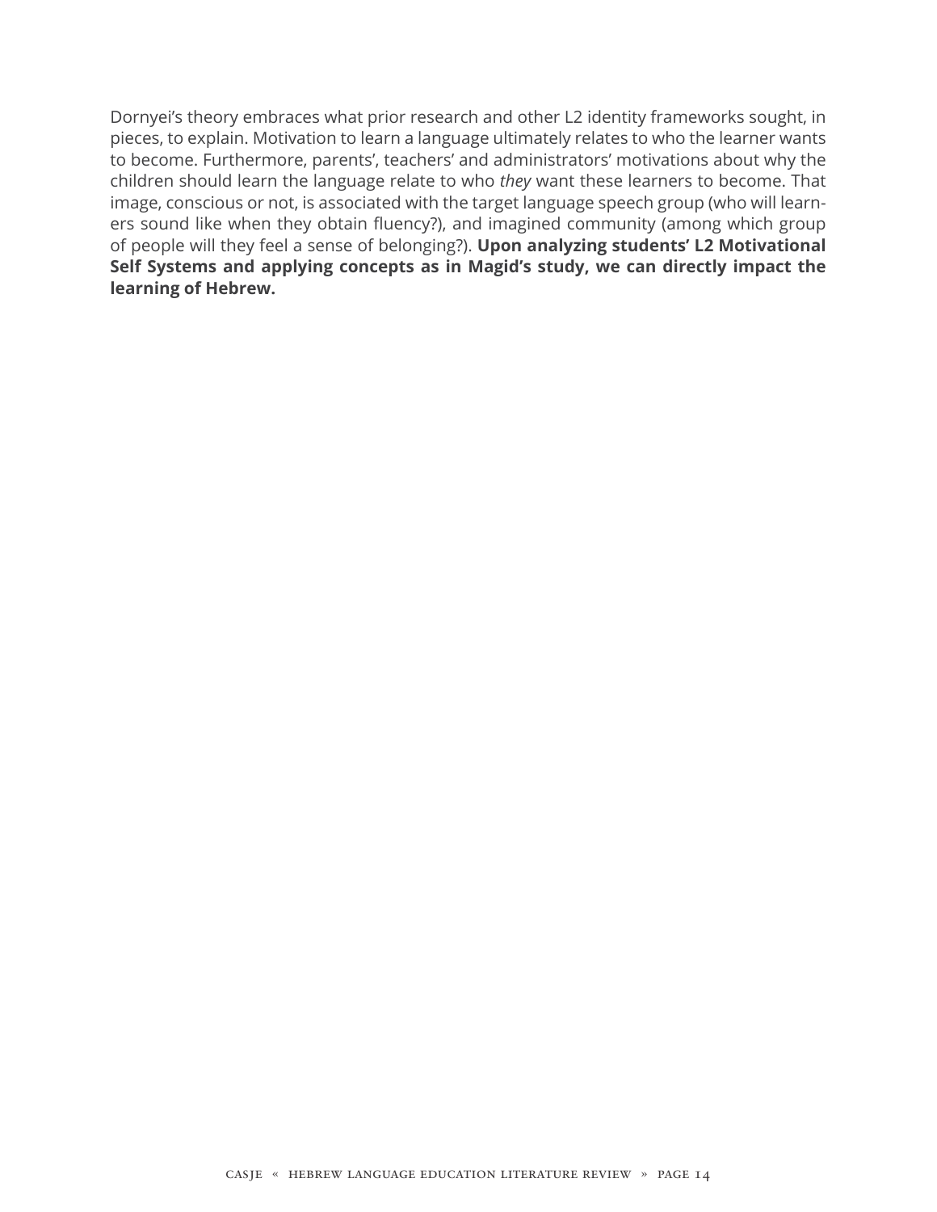Dornyei’s theory embraces what prior research and other L2 identity frameworks sought, in pieces, to explain. Motivation to learn a language ultimately relates to who the learner wants to become. Furthermore, parents’, teachers’ and administrators’ motivations about why the children should learn the language relate to who *they* want these learners to become. That image, conscious or not, is associated with the target language speech group (who will learners sound like when they obtain fluency?), and imagined community (among which group of people will they feel a sense of belonging?). **Upon analyzing students’ L2 Motivational Self Systems and applying concepts as in Magid’s study, we can directly impact the learning of Hebrew.**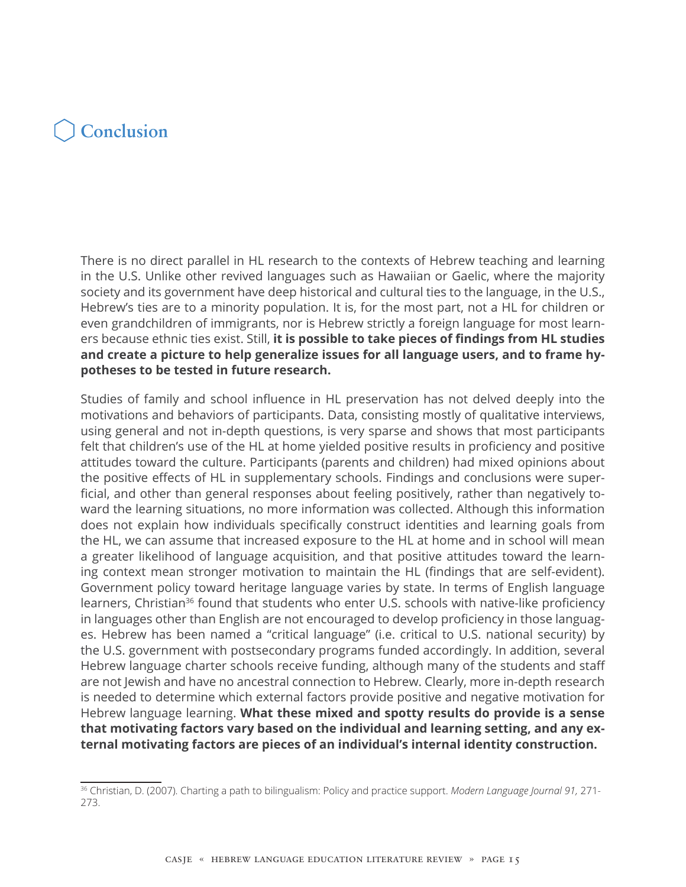## Conclusion

There is no direct parallel in HL research to the contexts of Hebrew teaching and learning in the U.S. Unlike other revived languages such as Hawaiian or Gaelic, where the majority society and its government have deep historical and cultural ties to the language, in the U.S., Hebrew's ties are to a minority population. It is, for the most part, not a HL for children or even grandchildren of immigrants, nor is Hebrew strictly a foreign language for most learners because ethnic ties exist. Still, **it is possible to take pieces of findings from HL studies and create a picture to help generalize issues for all language users, and to frame hypotheses to be tested in future research.**

Studies of family and school influence in HL preservation has not delved deeply into the motivations and behaviors of participants. Data, consisting mostly of qualitative interviews, using general and not in-depth questions, is very sparse and shows that most participants felt that children's use of the HL at home yielded positive results in proficiency and positive attitudes toward the culture. Participants (parents and children) had mixed opinions about the positive effects of HL in supplementary schools. Findings and conclusions were superficial, and other than general responses about feeling positively, rather than negatively toward the learning situations, no more information was collected. Although this information does not explain how individuals specifically construct identities and learning goals from the HL, we can assume that increased exposure to the HL at home and in school will mean a greater likelihood of language acquisition, and that positive attitudes toward the learning context mean stronger motivation to maintain the HL (findings that are self-evident). Government policy toward heritage language varies by state. In terms of English language learners, Christian[36] found that students who enter U.S. schools with native-like proficiency in languages other than English are not encouraged to develop proficiency in those languages. Hebrew has been named a "critical language" (i.e. critical to U.S. national security) by the U.S. government with postsecondary programs funded accordingly. In addition, several Hebrew language charter schools receive funding, although many of the students and staff are not Jewish and have no ancestral connection to Hebrew. Clearly, more in-depth research is needed to determine which external factors provide positive and negative motivation for Hebrew language learning. **What these mixed and spotty results do provide is a sense that motivating factors vary based on the individual and learning setting, and any external motivating factors are pieces of an individual's internal identity construction.**

[36] Christian, D. (2007). Charting a path to bilingualism: Policy and practice support. *Modern Language Journal 91*, 271-273.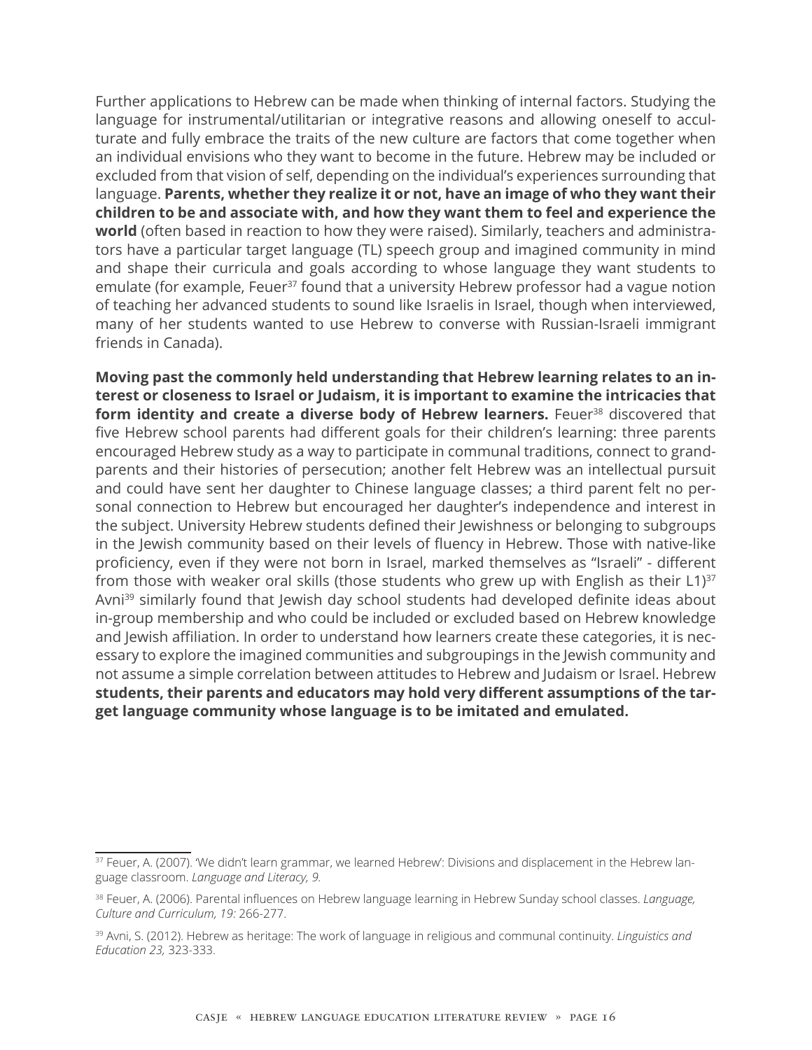Further applications to Hebrew can be made when thinking of internal factors. Studying the language for instrumental/utilitarian or integrative reasons and allowing oneself to acculturate and fully embrace the traits of the new culture are factors that come together when an individual envisions who they want to become in the future. Hebrew may be included or excluded from that vision of self, depending on the individual's experiences surrounding that language. **Parents, whether they realize it or not, have an image of who they want their children to be and associate with, and how they want them to feel and experience the world** (often based in reaction to how they were raised). Similarly, teachers and administrators have a particular target language (TL) speech group and imagined community in mind and shape their curricula and goals according to whose language they want students to emulate (for example, Feuer[37] found that a university Hebrew professor had a vague notion of teaching her advanced students to sound like Israelis in Israel, though when interviewed, many of her students wanted to use Hebrew to converse with Russian-Israeli immigrant friends in Canada).

**Moving past the commonly held understanding that Hebrew learning relates to an interest or closeness to Israel or Judaism, it is important to examine the intricacies that form identity and create a diverse body of Hebrew learners.** Feuer[38] discovered that five Hebrew school parents had different goals for their children's learning: three parents encouraged Hebrew study as a way to participate in communal traditions, connect to grandparents and their histories of persecution; another felt Hebrew was an intellectual pursuit and could have sent her daughter to Chinese language classes; a third parent felt no personal connection to Hebrew but encouraged her daughter's independence and interest in the subject. University Hebrew students defined their Jewishness or belonging to subgroups in the Jewish community based on their levels of fluency in Hebrew. Those with native-like proficiency, even if they were not born in Israel, marked themselves as "Israeli" - different from those with weaker oral skills (those students who grew up with English as their L1)[37] Avni[39] similarly found that Jewish day school students had developed definite ideas about in-group membership and who could be included or excluded based on Hebrew knowledge and Jewish affiliation. In order to understand how learners create these categories, it is necessary to explore the imagined communities and subgroupings in the Jewish community and not assume a simple correlation between attitudes to Hebrew and Judaism or Israel. Hebrew **students, their parents and educators may hold very different assumptions of the target language community whose language is to be imitated and emulated.**

---

[37] Feuer, A. (2007). 'We didn't learn grammar, we learned Hebrew': Divisions and displacement in the Hebrew language classroom. *Language and Literacy, 9.*

[38] Feuer, A. (2006). Parental influences on Hebrew language learning in Hebrew Sunday school classes. *Language, Culture and Curriculum, 19:* 266-277.

[39] Avni, S. (2012). Hebrew as heritage: The work of language in religious and communal continuity. *Linguistics and Education 23,* 323-333.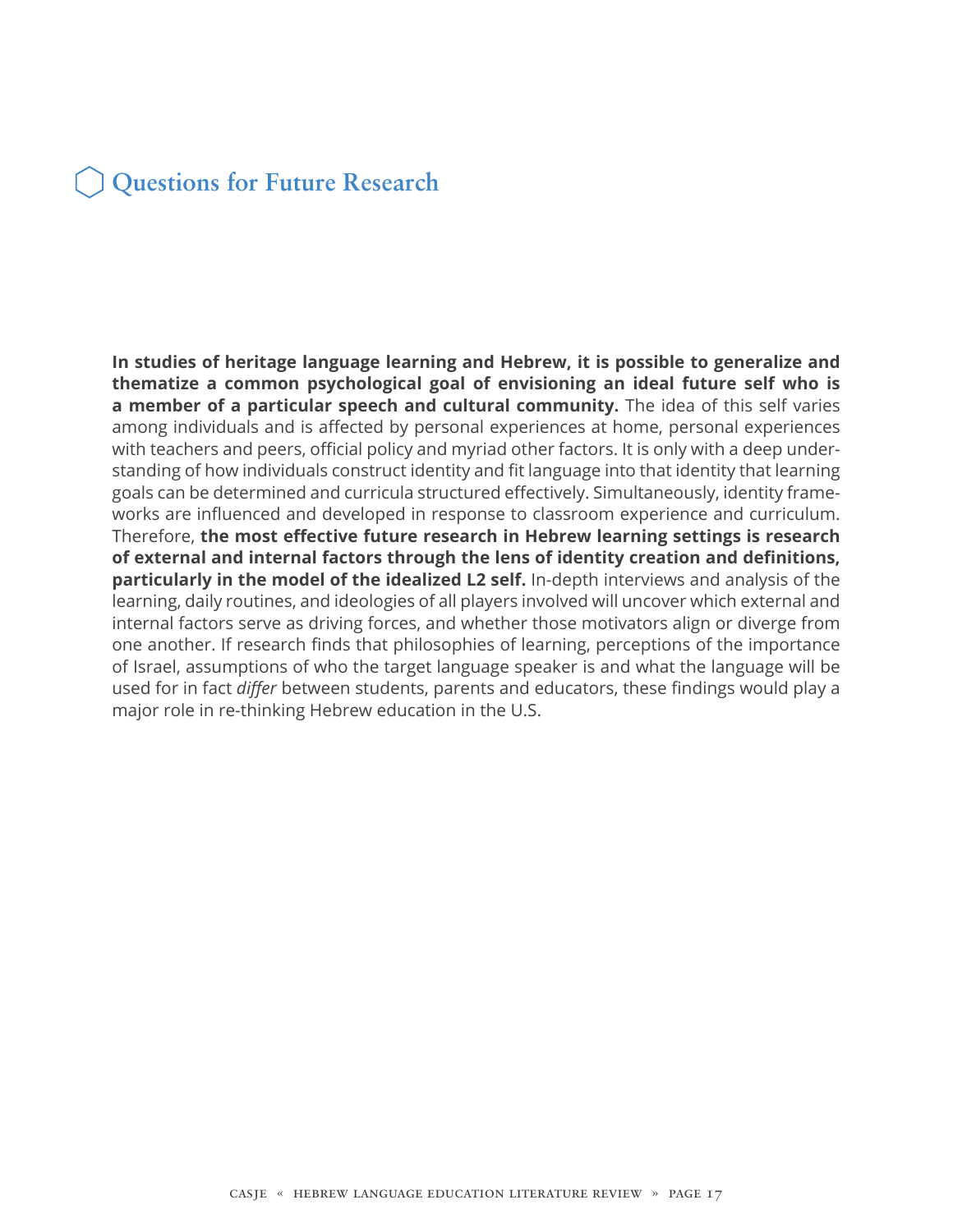## Questions for Future Research

**In studies of heritage language learning and Hebrew, it is possible to generalize and thematize a common psychological goal of envisioning an ideal future self who is a member of a particular speech and cultural community.** The idea of this self varies among individuals and is affected by personal experiences at home, personal experiences with teachers and peers, official policy and myriad other factors. It is only with a deep understanding of how individuals construct identity and fit language into that identity that learning goals can be determined and curricula structured effectively. Simultaneously, identity frameworks are influenced and developed in response to classroom experience and curriculum. Therefore, **the most effective future research in Hebrew learning settings is research of external and internal factors through the lens of identity creation and definitions, particularly in the model of the idealized L2 self.** In-depth interviews and analysis of the learning, daily routines, and ideologies of all players involved will uncover which external and internal factors serve as driving forces, and whether those motivators align or diverge from one another. If research finds that philosophies of learning, perceptions of the importance of Israel, assumptions of who the target language speaker is and what the language will be used for in fact *differ* between students, parents and educators, these findings would play a major role in re-thinking Hebrew education in the U.S.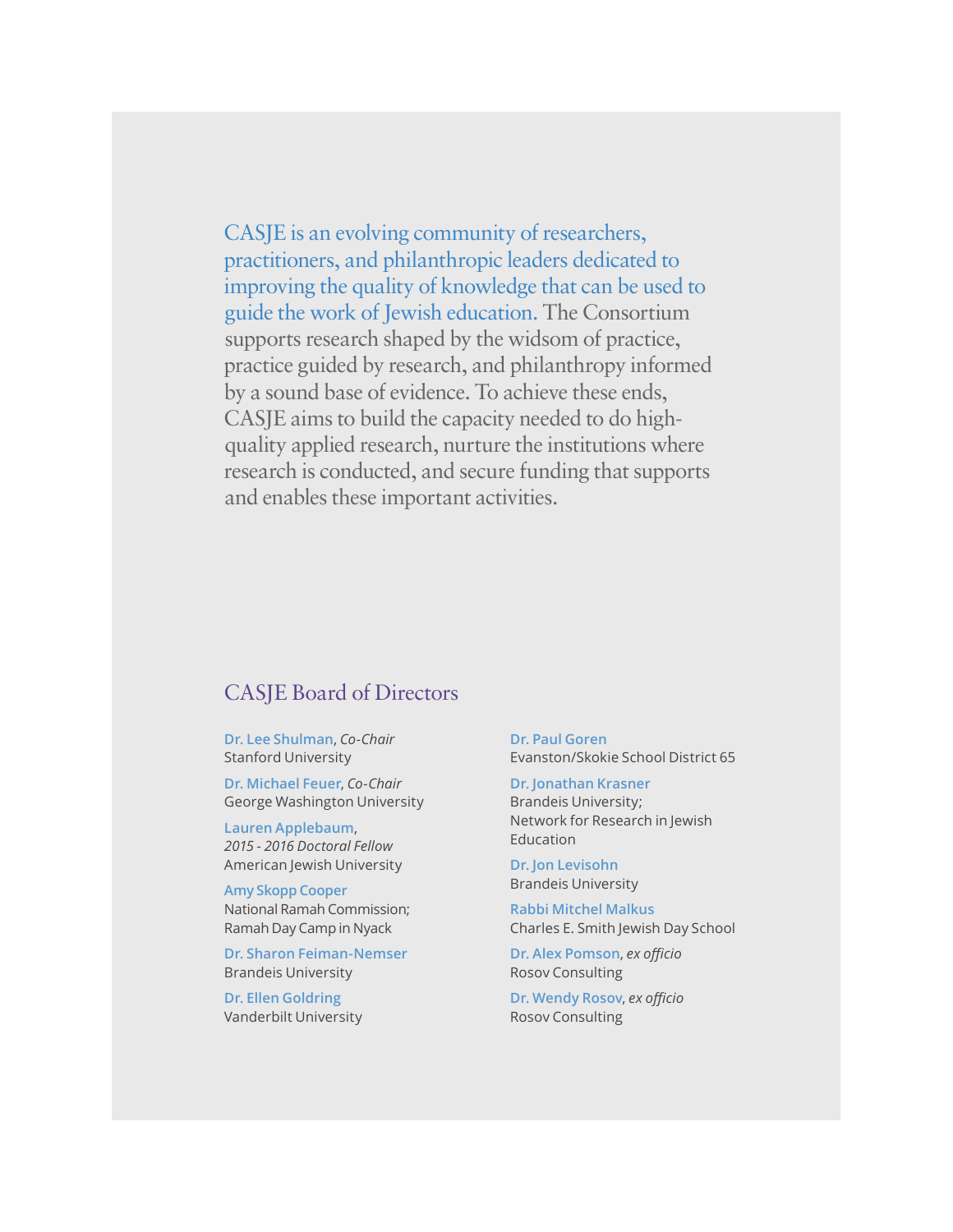CASJE is an evolving community of researchers, practitioners, and philanthropic leaders dedicated to improving the quality of knowledge that can be used to guide the work of Jewish education. The Consortium supports research shaped by the widsom of practice, practice guided by research, and philanthropy informed by a sound base of evidence. To achieve these ends, CASJE aims to build the capacity needed to do high-quality applied research, nurture the institutions where research is conducted, and secure funding that supports and enables these important activities.

## CASJE Board of Directors

**Dr. Lee Shulman**, *Co-Chair*
Stanford University

**Dr. Michael Feuer**, *Co-Chair*
George Washington University

**Lauren Applebaum**,
*2015 - 2016 Doctoral Fellow*
American Jewish University

**Amy Skopp Cooper**
National Ramah Commission;
Ramah Day Camp in Nyack

**Dr. Sharon Feiman-Nemser**
Brandeis University

**Dr. Ellen Goldring**
Vanderbilt University

**Dr. Paul Goren**
Evanston/Skokie School District 65

**Dr. Jonathan Krasner**
Brandeis University;
Network for Research in Jewish Education

**Dr. Jon Levisohn**
Brandeis University

**Rabbi Mitchel Malkus**
Charles E. Smith Jewish Day School

**Dr. Alex Pomson**, *ex officio*
Rosov Consulting

**Dr. Wendy Rosov**, *ex officio*
Rosov Consulting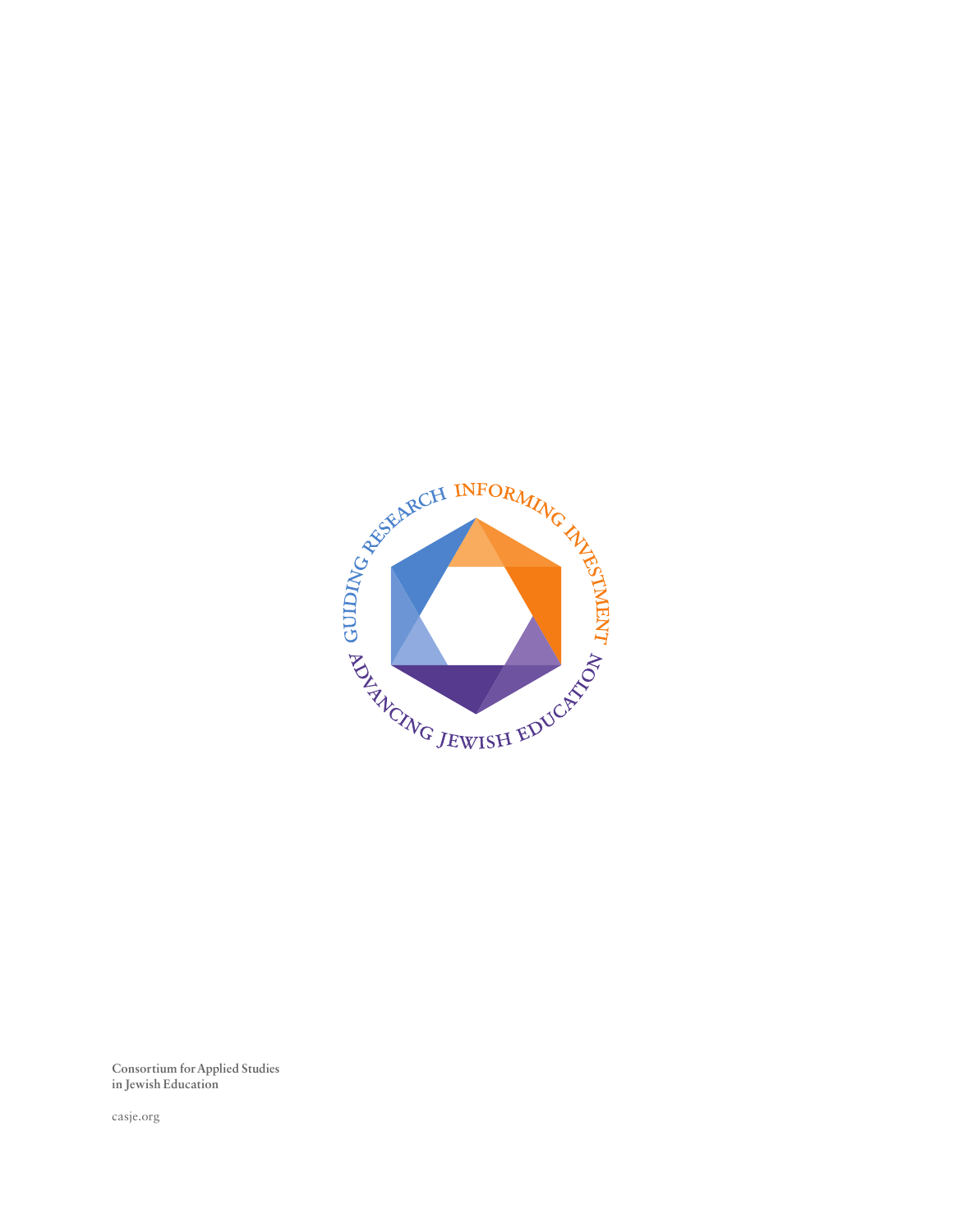GUIDING RESEARCH INFORMING INVESTMENT ADVANCING JEWISH EDUCATION

**Consortium for Applied Studies in Jewish Education**

casje.org